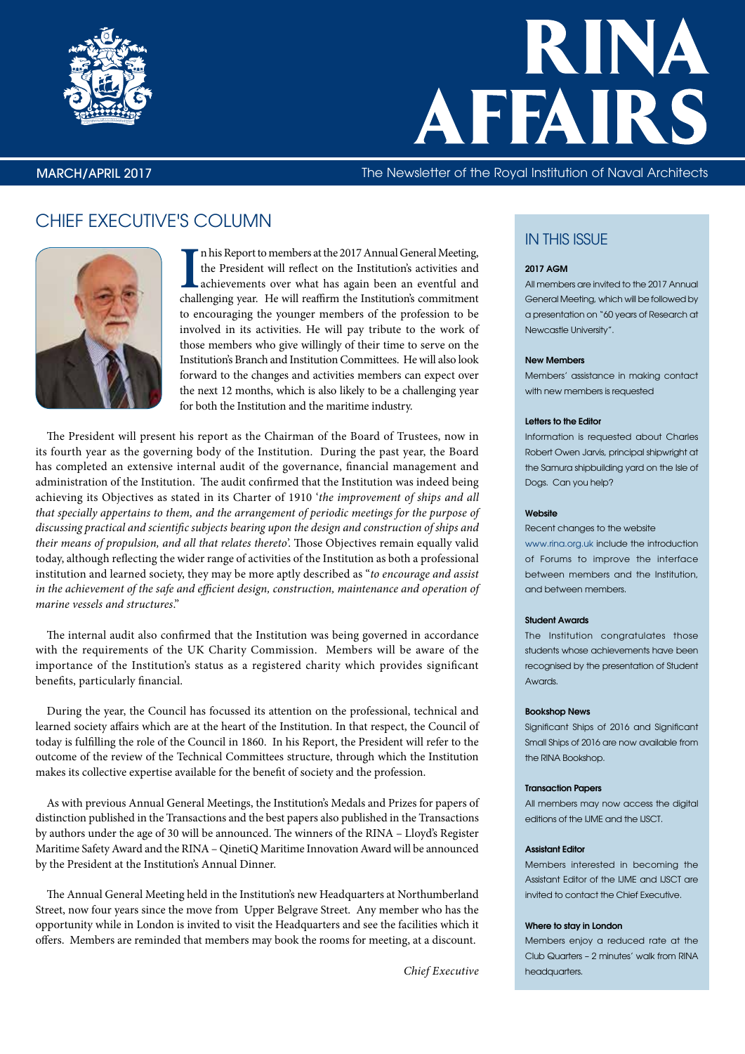# RINA AFFAIRS

MARCH/APRIL 2017

The Newsletter of the Royal Institution of Naval Architects

## CHIEF EXECUTIVE'S COLUMN

In his Report to members at the 2017 Annual General Meeting, the President will reflect on the Institution's activities and achievements over what has again been an eventful and challenging year. He will reaffirm the Institution's commitment to encouraging the younger members of the profession to be involved in its activities. He will pay tribute to the work of those members who give willingly of their time to serve on the Institution's Branch and Institution Committees. He will also look forward to the changes and activities members can expect over the next 12 months, which is also likely to be a challenging year for both the Institution and the maritime industry.

The President will present his report as the Chairman of the Board of Trustees, now in its fourth year as the governing body of the Institution. During the past year, the Board has completed an extensive internal audit of the governance, financial management and administration of the Institution. The audit confirmed that the Institution was indeed being achieving its Objectives as stated in its Charter of 1910 '*the improvement of ships and all that specially appertains to them, and the arrangement of periodic meetings for the purpose of discussing practical and scientific subjects bearing upon the design and construction of ships and their means of propulsion, and all that relates thereto*'. Those Objectives remain equally valid today, although reflecting the wider range of activities of the Institution as both a professional institution and learned society, they may be more aptly described as "*to encourage and assist in the achievement of the safe and efficient design, construction, maintenance and operation of marine vessels and structures*."

The internal audit also confirmed that the Institution was being governed in accordance with the requirements of the UK Charity Commission. Members will be aware of the importance of the Institution's status as a registered charity which provides significant benefits, particularly financial.

During the year, the Council has focussed its attention on the professional, technical and learned society affairs which are at the heart of the Institution. In that respect, the Council of today is fulfilling the role of the Council in 1860. In his Report, the President will refer to the outcome of the review of the Technical Committees structure, through which the Institution makes its collective expertise available for the benefit of society and the profession.

As with previous Annual General Meetings, the Institution's Medals and Prizes for papers of distinction published in the Transactions and the best papers also published in the Transactions by authors under the age of 30 will be announced. The winners of the RINA – Lloyd's Register Maritime Safety Award and the RINA – QinetiQ Maritime Innovation Award will be announced by the President at the Institution's Annual Dinner.

The Annual General Meeting held in the Institution's new Headquarters at Northumberland Street, now four years since the move from Upper Belgrave Street. Any member who has the opportunity while in London is invited to visit the Headquarters and see the facilities which it offers. Members are reminded that members may book the rooms for meeting, at a discount.

*Chief Executive*

## IN THIS ISSUE

**2017 AGM**
All members are invited to the 2017 Annual General Meeting, which will be followed by a presentation on "60 years of Research at Newcastle University".

**New Members**
Members' assistance in making contact with new members is requested

**Letters to the Editor**
Information is requested about Charles Robert Owen Jarvis, principal shipwright at the Samura shipbuilding yard on the Isle of Dogs. Can you help?

**Website**
Recent changes to the website www.rina.org.uk include the introduction of Forums to improve the interface between members and the Institution, and between members.

**Student Awards**
The Institution congratulates those students whose achievements have been recognised by the presentation of Student Awards.

**Bookshop News**
Significant Ships of 2016 and Significant Small Ships of 2016 are now available from the RINA Bookshop.

**Transaction Papers**
All members may now access the digital editions of the IJME and the IJSCT.

**Assistant Editor**
Members interested in becoming the Assistant Editor of the IJME and IJSCT are invited to contact the Chief Executive.

**Where to stay in London**
Members enjoy a reduced rate at the Club Quarters – 2 minutes' walk from RINA headquarters.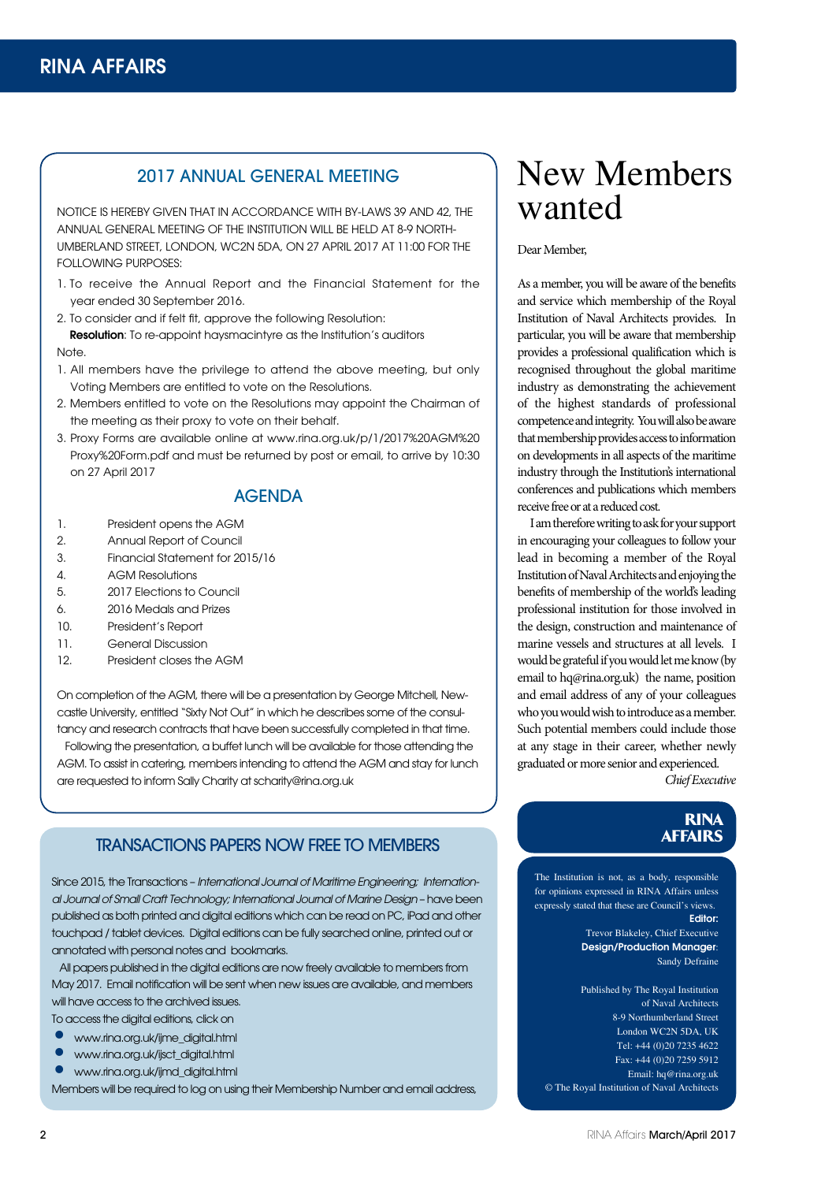## 2017 ANNUAL GENERAL MEETING

NOTICE IS HEREBY GIVEN THAT IN ACCORDANCE WITH BY-LAWS 39 AND 42, THE ANNUAL GENERAL MEETING OF THE INSTITUTION WILL BE HELD AT 8-9 NORTHUMBERLAND STREET, LONDON, WC2N 5DA, ON 27 APRIL 2017 AT 11:00 FOR THE FOLLOWING PURPOSES:

1. To receive the Annual Report and the Financial Statement for the year ended 30 September 2016.
2. To consider and if felt fit, approve the following Resolution:
   **Resolution**: To re-appoint haysmacintyre as the Institution's auditors

Note.

1. All members have the privilege to attend the above meeting, but only Voting Members are entitled to vote on the Resolutions.
2. Members entitled to vote on the Resolutions may appoint the Chairman of the meeting as their proxy to vote on their behalf.
3. Proxy Forms are available online at www.rina.org.uk/p/1/2017%20AGM%20 Proxy%20Form.pdf and must be returned by post or email, to arrive by 10:30 on 27 April 2017

### AGENDA

1. President opens the AGM
2. Annual Report of Council
3. Financial Statement for 2015/16
4. AGM Resolutions
5. 2017 Elections to Council
6. 2016 Medals and Prizes
10. President's Report
11. General Discussion
12. President closes the AGM

On completion of the AGM, there will be a presentation by George Mitchell, Newcastle University, entitled "Sixty Not Out" in which he describes some of the consultancy and research contracts that have been successfully completed in that time.

Following the presentation, a buffet lunch will be available for those attending the AGM. To assist in catering, members intending to attend the AGM and stay for lunch are requested to inform Sally Charity at scharity@rina.org.uk

## TRANSACTIONS PAPERS NOW FREE TO MEMBERS

Since 2015, the Transactions – *International Journal of Maritime Engineering; International Journal of Small Craft Technology; International Journal of Marine Design* – have been published as both printed and digital editions which can be read on PC, iPad and other touchpad / tablet devices. Digital editions can be fully searched online, printed out or annotated with personal notes and bookmarks.

All papers published in the digital editions are now freely available to members from May 2017. Email notification will be sent when new issues are available, and members will have access to the archived issues.

To access the digital editions, click on

- www.rina.org.uk/ijme_digital.html
- www.rina.org.uk/ijsct_digital.html
- www.rina.org.uk/ijmd_digital.html

Members will be required to log on using their Membership Number and email address.

# New Members wanted

Dear Member,

As a member, you will be aware of the benefits and service which membership of the Royal Institution of Naval Architects provides. In particular, you will be aware that membership provides a professional qualification which is recognised throughout the global maritime industry as demonstrating the achievement of the highest standards of professional competence and integrity. You will also be aware that membership provides access to information on developments in all aspects of the maritime industry through the Institution's international conferences and publications which members receive free or at a reduced cost.

I am therefore writing to ask for your support in encouraging your colleagues to follow your lead in becoming a member of the Royal Institution of Naval Architects and enjoying the benefits of membership of the world's leading professional institution for those involved in the design, construction and maintenance of marine vessels and structures at all levels. I would be grateful if you would let me know (by email to hq@rina.org.uk) the name, position and email address of any of your colleagues who you would wish to introduce as a member. Such potential members could include those at any stage in their career, whether newly graduated or more senior and experienced.

*Chief Executive*

## RINA AFFAIRS

The Institution is not, as a body, responsible for opinions expressed in RINA Affairs unless expressly stated that these are Council's views.

**Editor:**
Trevor Blakeley, Chief Executive

**Design/Production Manager**:
Sandy Defraine

Published by The Royal Institution of Naval Architects
8-9 Northumberland Street
London WC2N 5DA, UK
Tel: +44 (0)20 7235 4622
Fax: +44 (0)20 7259 5912
Email: hq@rina.org.uk
© The Royal Institution of Naval Architects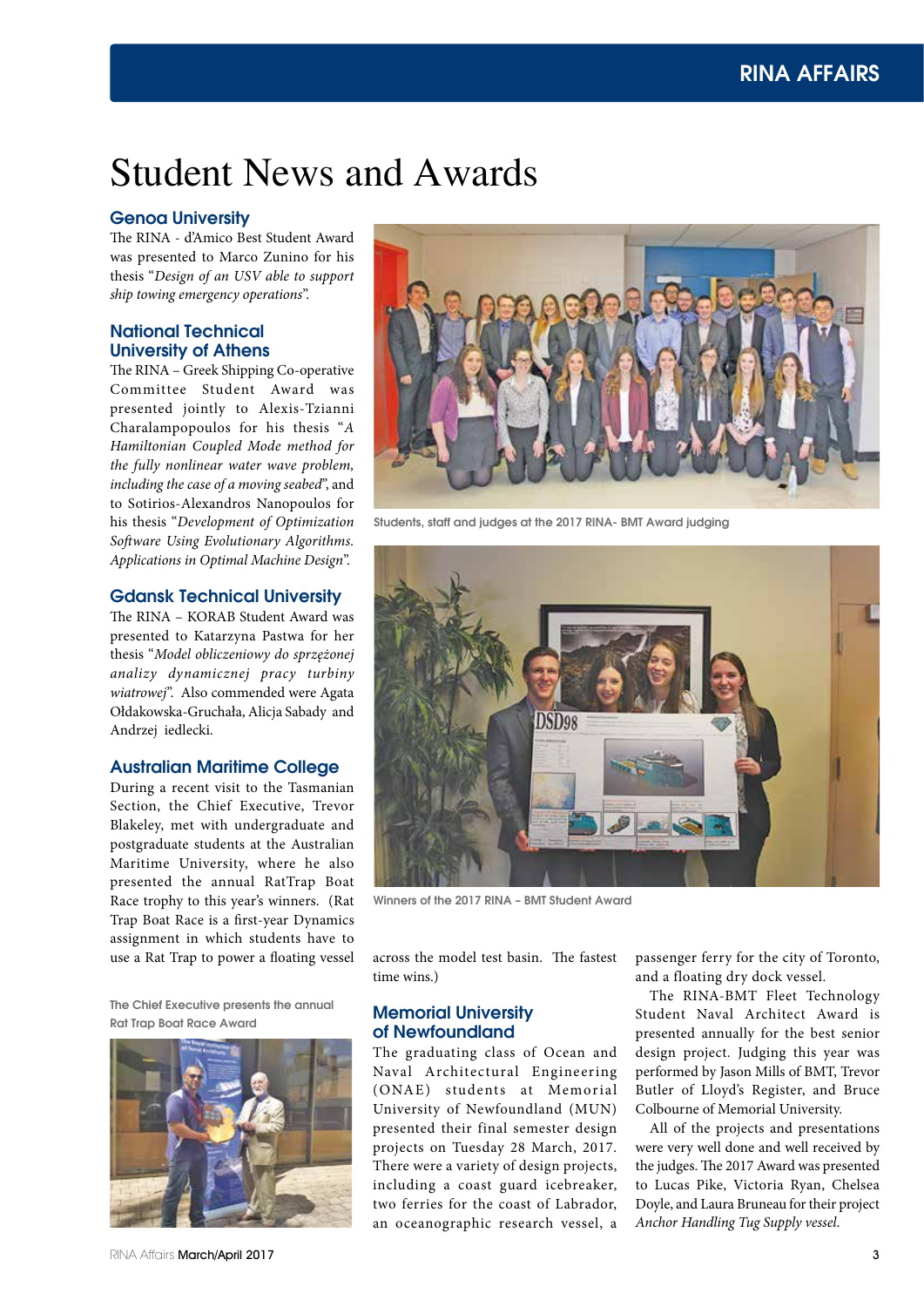# Student News and Awards

## Genoa University

The RINA - d'Amico Best Student Award was presented to Marco Zunino for his thesis "*Design of an USV able to support ship towing emergency operations*".

## National Technical University of Athens

The RINA – Greek Shipping Co-operative Committee Student Award was presented jointly to Alexis-Tzianni Charalampopoulos for his thesis "*A Hamiltonian Coupled Mode method for the fully nonlinear water wave problem, including the case of a moving seabed*", and to Sotirios-Alexandros Nanopoulos for his thesis "*Development of Optimization Software Using Evolutionary Algorithms. Applications in Optimal Machine Design*".

## Gdansk Technical University

The RINA – KORAB Student Award was presented to Katarzyna Pastwa for her thesis "*Model obliczeniowy do sprzężonej analizy dynamicznej pracy turbiny wiatrowej*". Also commended were Agata Ołdakowska-Gruchała, Alicja Sabady and Andrzej iedlecki.

## Australian Maritime College

During a recent visit to the Tasmanian Section, the Chief Executive, Trevor Blakeley, met with undergraduate and postgraduate students at the Australian Maritime University, where he also presented the annual RatTrap Boat Race trophy to this year's winners. (Rat Trap Boat Race is a first-year Dynamics assignment in which students have to use a Rat Trap to power a floating vessel across the model test basin. The fastest time wins.)

The Chief Executive presents the annual Rat Trap Boat Race Award

Students, staff and judges at the 2017 RINA- BMT Award judging

Winners of the 2017 RINA – BMT Student Award

## Memorial University of Newfoundland

The graduating class of Ocean and Naval Architectural Engineering (ONAE) students at Memorial University of Newfoundland (MUN) presented their final semester design projects on Tuesday 28 March, 2017. There were a variety of design projects, including a coast guard icebreaker, two ferries for the coast of Labrador, an oceanographic research vessel, a passenger ferry for the city of Toronto, and a floating dry dock vessel.

The RINA-BMT Fleet Technology Student Naval Architect Award is presented annually for the best senior design project. Judging this year was performed by Jason Mills of BMT, Trevor Butler of Lloyd's Register, and Bruce Colbourne of Memorial University.

All of the projects and presentations were very well done and well received by the judges. The 2017 Award was presented to Lucas Pike, Victoria Ryan, Chelsea Doyle, and Laura Bruneau for their project *Anchor Handling Tug Supply vessel*.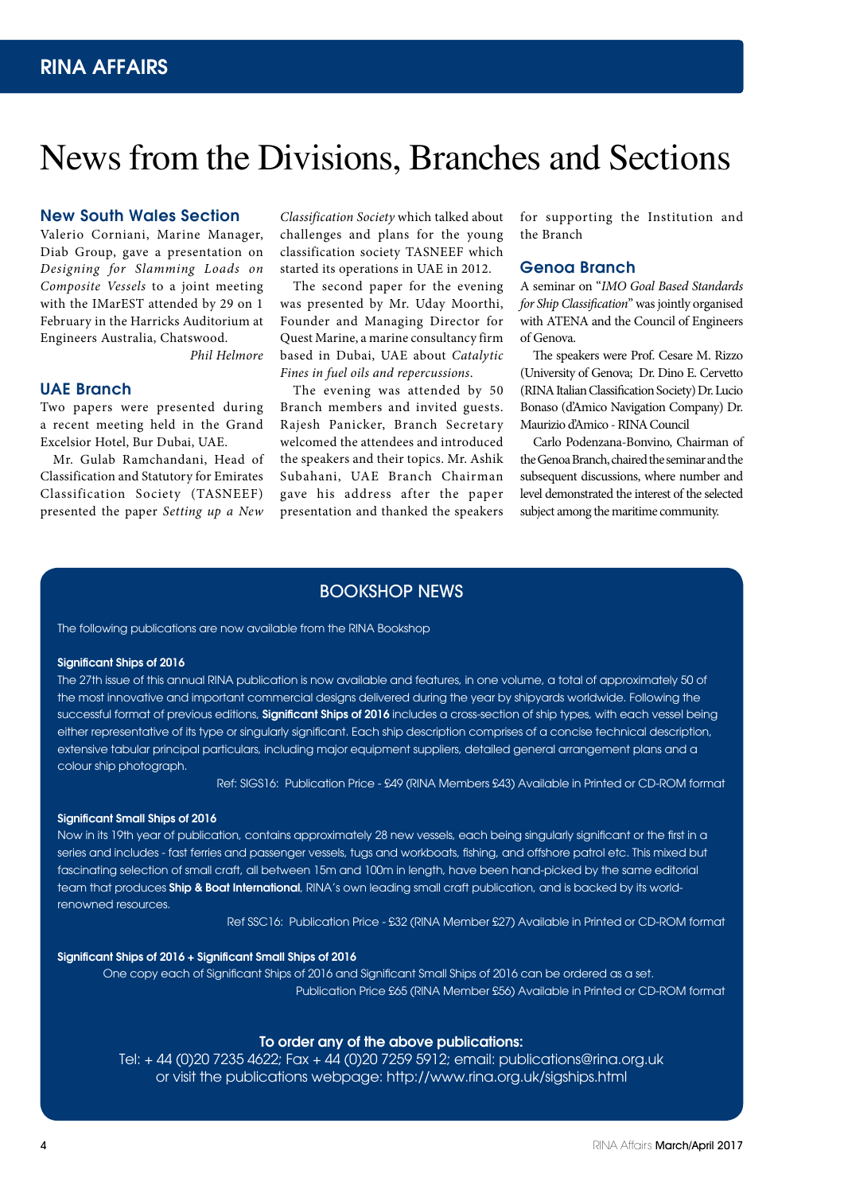# News from the Divisions, Branches and Sections

## New South Wales Section

Valerio Corniani, Marine Manager, Diab Group, gave a presentation on *Designing for Slamming Loads on Composite Vessels* to a joint meeting with the IMarEST attended by 29 on 1 February in the Harricks Auditorium at Engineers Australia, Chatswood.

*Phil Helmore*

## UAE Branch

Two papers were presented during a recent meeting held in the Grand Excelsior Hotel, Bur Dubai, UAE.

Mr. Gulab Ramchandani, Head of Classification and Statutory for Emirates Classification Society (TASNEEF) presented the paper *Setting up a New Classification Society* which talked about challenges and plans for the young classification society TASNEEF which started its operations in UAE in 2012.

The second paper for the evening was presented by Mr. Uday Moorthi, Founder and Managing Director for Quest Marine, a marine consultancy firm based in Dubai, UAE about *Catalytic Fines in fuel oils and repercussions*.

The evening was attended by 50 Branch members and invited guests. Rajesh Panicker, Branch Secretary welcomed the attendees and introduced the speakers and their topics. Mr. Ashik Subahani, UAE Branch Chairman gave his address after the paper presentation and thanked the speakers for supporting the Institution and the Branch

## Genoa Branch

A seminar on "*IMO Goal Based Standards for Ship Classification*" was jointly organised with ATENA and the Council of Engineers of Genova.

The speakers were Prof. Cesare M. Rizzo (University of Genova; Dr. Dino E. Cervetto (RINA Italian Classification Society) Dr. Lucio Bonaso (d'Amico Navigation Company) Dr. Maurizio d'Amico - RINA Council

Carlo Podenzana-Bonvino, Chairman of the Genoa Branch, chaired the seminar and the subsequent discussions, where number and level demonstrated the interest of the selected subject among the maritime community.

## BOOKSHOP NEWS

The following publications are now available from the RINA Bookshop

**Significant Ships of 2016**

The 27th issue of this annual RINA publication is now available and features, in one volume, a total of approximately 50 of the most innovative and important commercial designs delivered during the year by shipyards worldwide. Following the successful format of previous editions, **Significant Ships of 2016** includes a cross-section of ship types, with each vessel being either representative of its type or singularly significant. Each ship description comprises of a concise technical description, extensive tabular principal particulars, including major equipment suppliers, detailed general arrangement plans and a colour ship photograph.

Ref: SIGS16: Publication Price - £49 (RINA Members £43) Available in Printed or CD-ROM format

**Significant Small Ships of 2016**

Now in its 19th year of publication, contains approximately 28 new vessels, each being singularly significant or the first in a series and includes - fast ferries and passenger vessels, tugs and workboats, fishing, and offshore patrol etc. This mixed but fascinating selection of small craft, all between 15m and 100m in length, have been hand-picked by the same editorial team that produces **Ship & Boat International**, RINA's own leading small craft publication, and is backed by its world-renowned resources.

Ref SSC16: Publication Price - £32 (RINA Member £27) Available in Printed or CD-ROM format

**Significant Ships of 2016 + Significant Small Ships of 2016**

One copy each of Significant Ships of 2016 and Significant Small Ships of 2016 can be ordered as a set.

Publication Price £65 (RINA Member £56) Available in Printed or CD-ROM format

**To order any of the above publications:**

Tel: + 44 (0)20 7235 4622; Fax + 44 (0)20 7259 5912; email: publications@rina.org.uk
or visit the publications webpage: http://www.rina.org.uk/sigships.html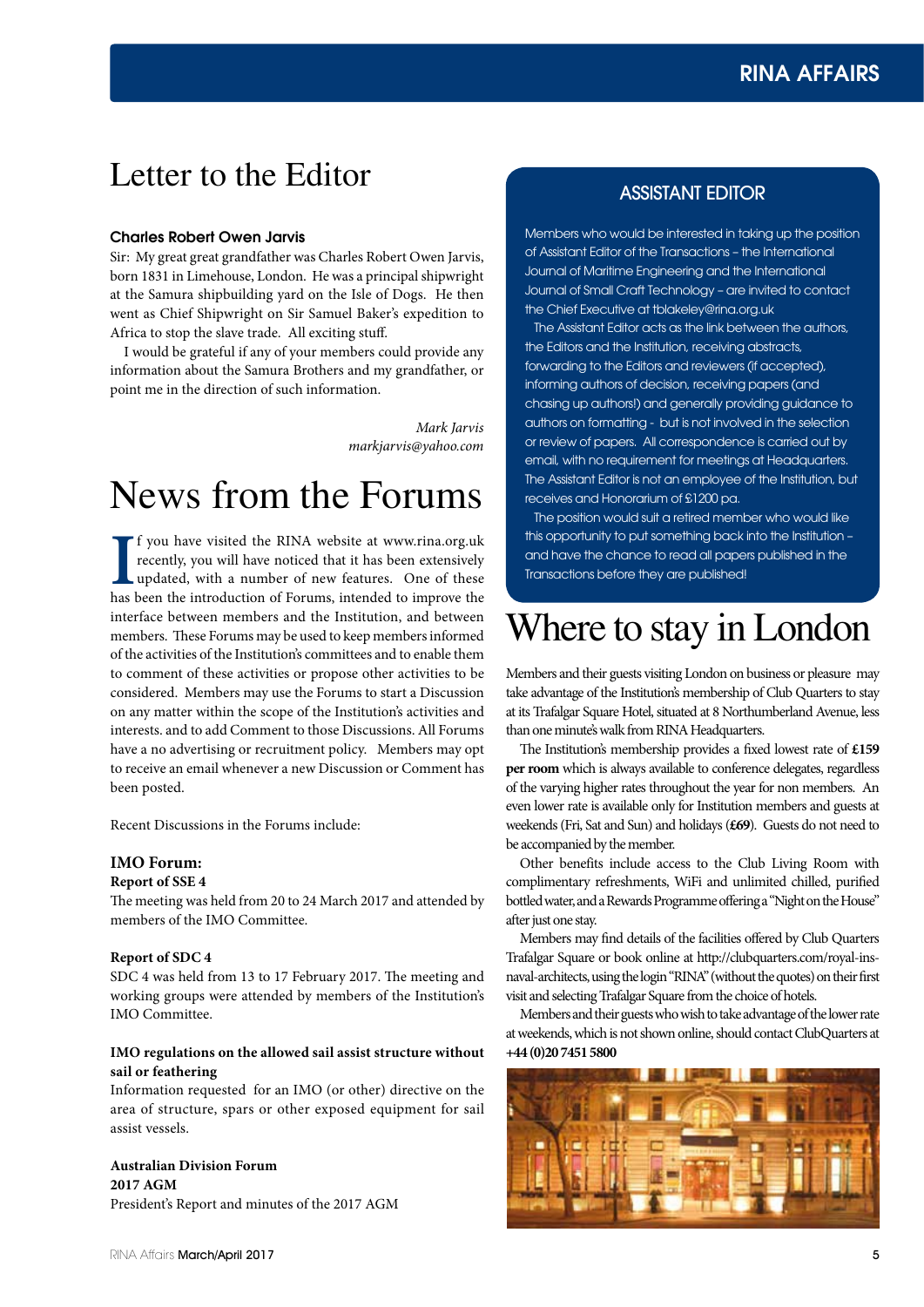# Letter to the Editor

### Charles Robert Owen Jarvis

Sir: My great great grandfather was Charles Robert Owen Jarvis, born 1831 in Limehouse, London. He was a principal shipwright at the Samura shipbuilding yard on the Isle of Dogs. He then went as Chief Shipwright on Sir Samuel Baker's expedition to Africa to stop the slave trade. All exciting stuff.

I would be grateful if any of your members could provide any information about the Samura Brothers and my grandfather, or point me in the direction of such information.

*Mark Jarvis*
*markjarvis@yahoo.com*

# News from the Forums

If you have visited the RINA website at www.rina.org.uk recently, you will have noticed that it has been extensively updated, with a number of new features. One of these has been the introduction of Forums, intended to improve the interface between members and the Institution, and between members. These Forums may be used to keep members informed of the activities of the Institution's committees and to enable them to comment of these activities or propose other activities to be considered. Members may use the Forums to start a Discussion on any matter within the scope of the Institution's activities and interests. and to add Comment to those Discussions. All Forums have a no advertising or recruitment policy. Members may opt to receive an email whenever a new Discussion or Comment has been posted.

Recent Discussions in the Forums include:

### IMO Forum:

**Report of SSE 4**

The meeting was held from 20 to 24 March 2017 and attended by members of the IMO Committee.

**Report of SDC 4**

SDC 4 was held from 13 to 17 February 2017. The meeting and working groups were attended by members of the Institution's IMO Committee.

**IMO regulations on the allowed sail assist structure without sail or feathering**

Information requested for an IMO (or other) directive on the area of structure, spars or other exposed equipment for sail assist vessels.

**Australian Division Forum**

**2017 AGM**

President's Report and minutes of the 2017 AGM

## ASSISTANT EDITOR

Members who would be interested in taking up the position of Assistant Editor of the Transactions – the International Journal of Maritime Engineering and the International Journal of Small Craft Technology – are invited to contact the Chief Executive at tblakeley@rina.org.uk

The Assistant Editor acts as the link between the authors, the Editors and the Institution, receiving abstracts, forwarding to the Editors and reviewers (if accepted), informing authors of decision, receiving papers (and chasing up authors!) and generally providing guidance to authors on formatting - but is not involved in the selection or review of papers. All correspondence is carried out by email, with no requirement for meetings at Headquarters. The Assistant Editor is not an employee of the Institution, but receives and Honorarium of £1200 pa.

The position would suit a retired member who would like this opportunity to put something back into the Institution – and have the chance to read all papers published in the Transactions before they are published!

# Where to stay in London

Members and their guests visiting London on business or pleasure may take advantage of the Institution's membership of Club Quarters to stay at its Trafalgar Square Hotel, situated at 8 Northumberland Avenue, less than one minute's walk from RINA Headquarters.

The Institution's membership provides a fixed lowest rate of **£159 per room** which is always available to conference delegates, regardless of the varying higher rates throughout the year for non members. An even lower rate is available only for Institution members and guests at weekends (Fri, Sat and Sun) and holidays (**£69**). Guests do not need to be accompanied by the member.

Other benefits include access to the Club Living Room with complimentary refreshments, WiFi and unlimited chilled, purified bottled water, and a Rewards Programme offering a "Night on the House" after just one stay.

Members may find details of the facilities offered by Club Quarters Trafalgar Square or book online at http://clubquarters.com/royal-ins-naval-architects, using the login "RINA" (without the quotes) on their first visit and selecting Trafalgar Square from the choice of hotels.

Members and their guests who wish to take advantage of the lower rate at weekends, which is not shown online, should contact ClubQuarters at **+44 (0)20 7451 5800**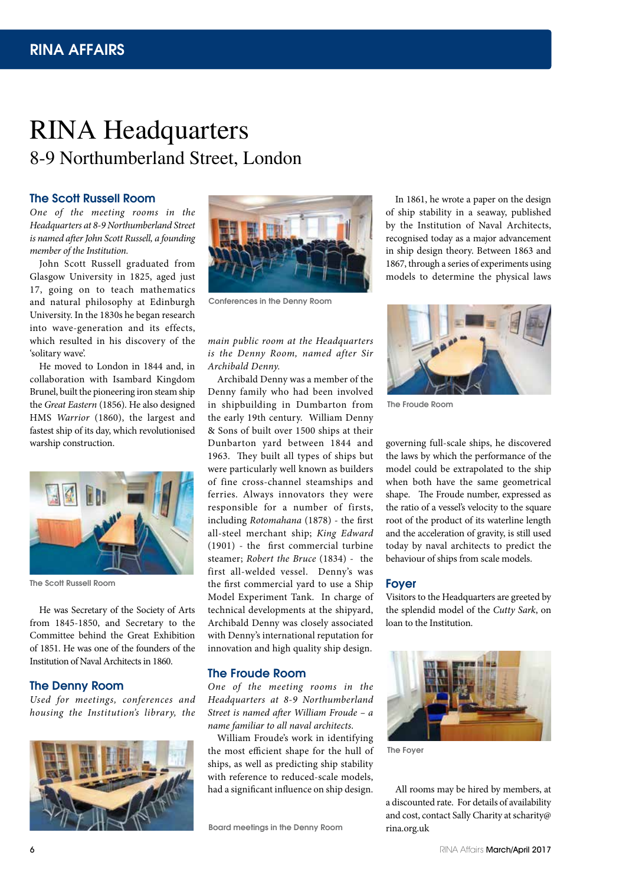# RINA Headquarters

## 8-9 Northumberland Street, London

### The Scott Russell Room

*One of the meeting rooms in the Headquarters at 8-9 Northumberland Street is named after John Scott Russell, a founding member of the Institution.*

John Scott Russell graduated from Glasgow University in 1825, aged just 17, going on to teach mathematics and natural philosophy at Edinburgh University. In the 1830s he began research into wave-generation and its effects, which resulted in his discovery of the 'solitary wave'.

He moved to London in 1844 and, in collaboration with Isambard Kingdom Brunel, built the pioneering iron steam ship the *Great Eastern* (1856). He also designed HMS *Warrior* (1860), the largest and fastest ship of its day, which revolutionised warship construction.

The Scott Russell Room

He was Secretary of the Society of Arts from 1845-1850, and Secretary to the Committee behind the Great Exhibition of 1851. He was one of the founders of the Institution of Naval Architects in 1860.

### The Denny Room

*Used for meetings, conferences and housing the Institution's library, the main public room at the Headquarters is the Denny Room, named after Sir Archibald Denny.*

Conferences in the Denny Room

Archibald Denny was a member of the Denny family who had been involved in shipbuilding in Dumbarton from the early 19th century. William Denny & Sons of built over 1500 ships at their Dunbarton yard between 1844 and 1963. They built all types of ships but were particularly well known as builders of fine cross-channel steamships and ferries. Always innovators they were responsible for a number of firsts, including *Rotomahana* (1878) - the first all-steel merchant ship; *King Edward* (1901) - the first commercial turbine steamer; *Robert the Bruce* (1834) - the first all-welded vessel. Denny's was the first commercial yard to use a Ship Model Experiment Tank. In charge of technical developments at the shipyard, Archibald Denny was closely associated with Denny's international reputation for innovation and high quality ship design.

Board meetings in the Denny Room

### The Froude Room

*One of the meeting rooms in the Headquarters at 8-9 Northumberland Street is named after William Froude – a name familiar to all naval architects.*

William Froude's work in identifying the most efficient shape for the hull of ships, as well as predicting ship stability with reference to reduced-scale models, had a significant influence on ship design.

In 1861, he wrote a paper on the design of ship stability in a seaway, published by the Institution of Naval Architects, recognised today as a major advancement in ship design theory. Between 1863 and 1867, through a series of experiments using models to determine the physical laws governing full-scale ships, he discovered the laws by which the performance of the model could be extrapolated to the ship when both have the same geometrical shape. The Froude number, expressed as the ratio of a vessel's velocity to the square root of the product of its waterline length and the acceleration of gravity, is still used today by naval architects to predict the behaviour of ships from scale models.

The Froude Room

### Foyer

Visitors to the Headquarters are greeted by the splendid model of the *Cutty Sark*, on loan to the Institution.

The Foyer

All rooms may be hired by members, at a discounted rate. For details of availability and cost, contact Sally Charity at scharity@rina.org.uk